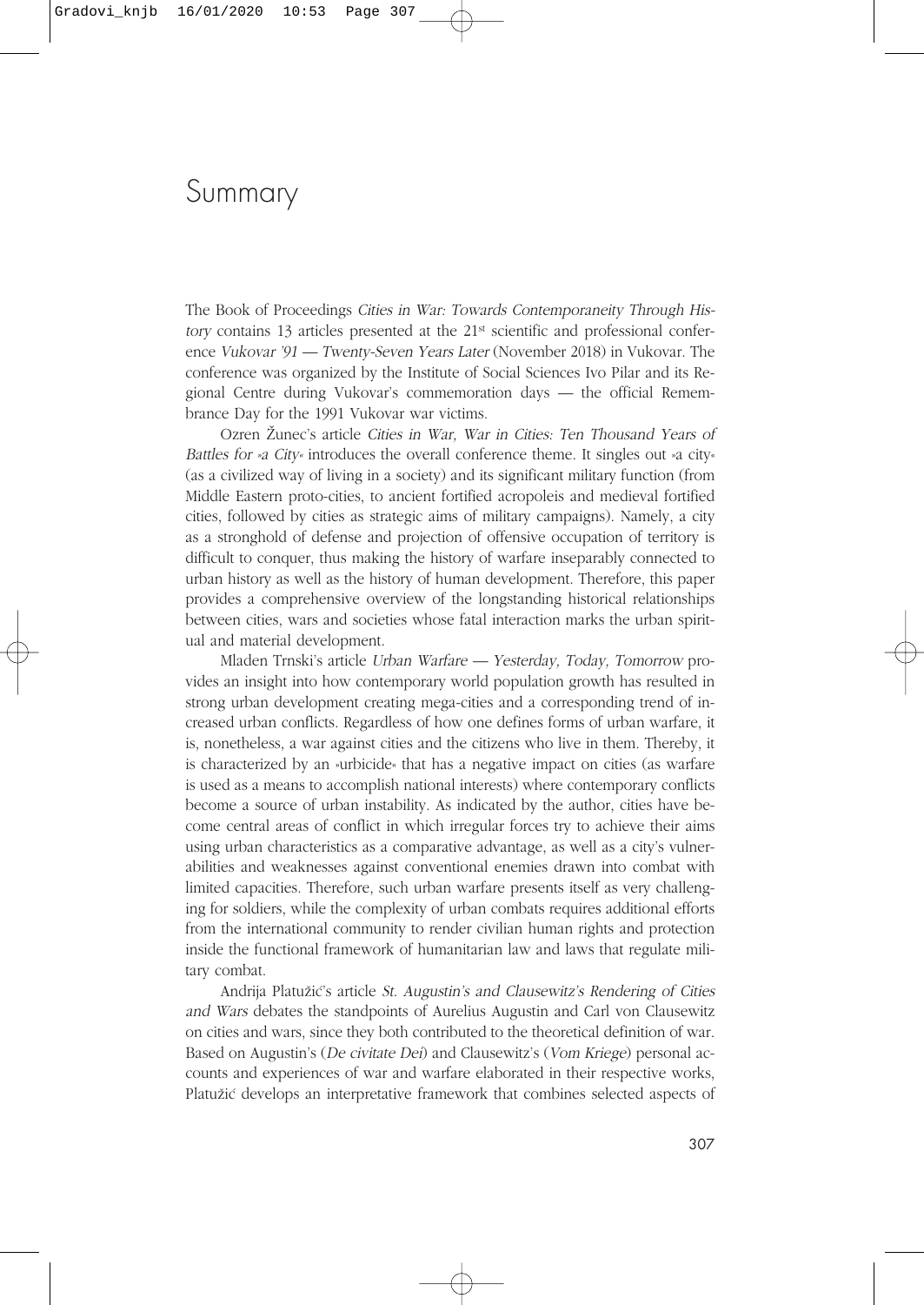# Summary

The Book of Proceedings *Cities in War: Towards Contemporaneity Through History* contains 13 articles presented at the 21st scientific and professional conference *Vukovar '91 — Twenty-Seven Years Later* (November 2018) in Vukovar. The conference was organized by the Institute of Social Sciences Ivo Pilar and its Regional Centre during Vukovar's commemoration days — the official Remembrance Day for the 1991 Vukovar war victims.

Ozren Žunec's article *Cities in War, War in Cities: Ten Thousand Years of Battles for »a City«* introduces the overall conference theme. It singles out »a city« (as a civilized way of living in a society) and its significant military function (from Middle Eastern proto-cities, to ancient fortified acropoleis and medieval fortified cities, followed by cities as strategic aims of military campaigns). Namely, a city as a stronghold of defense and projection of offensive occupation of territory is difficult to conquer, thus making the history of warfare inseparably connected to urban history as well as the history of human development. Therefore, this paper provides a comprehensive overview of the longstanding historical relationships between cities, wars and societies whose fatal interaction marks the urban spiritual and material development.

Mladen Trnski's article *Urban Warfare — Yesterday, Today, Tomorrow* provides an insight into how contemporary world population growth has resulted in strong urban development creating mega-cities and a corresponding trend of increased urban conflicts. Regardless of how one defines forms of urban warfare, it is, nonetheless, a war against cities and the citizens who live in them. Thereby, it is characterized by an »urbicide« that has a negative impact on cities (as warfare is used as a means to accomplish national interests) where contemporary conflicts become a source of urban instability. As indicated by the author, cities have become central areas of conflict in which irregular forces try to achieve their aims using urban characteristics as a comparative advantage, as well as a city's vulnerabilities and weaknesses against conventional enemies drawn into combat with limited capacities. Therefore, such urban warfare presents itself as very challenging for soldiers, while the complexity of urban combats requires additional efforts from the international community to render civilian human rights and protection inside the functional framework of humanitarian law and laws that regulate military combat.

Andrija Platužić's article *St. Augustin's and Clausewitz's Rendering of Cities and Wars* debates the standpoints of Aurelius Augustin and Carl von Clausewitz on cities and wars, since they both contributed to the theoretical definition of war. Based on Augustin's (*De civitate Dei*) and Clausewitz's (*Vom Kriege*) personal accounts and experiences of war and warfare elaborated in their respective works, Platužić develops an interpretative framework that combines selected aspects of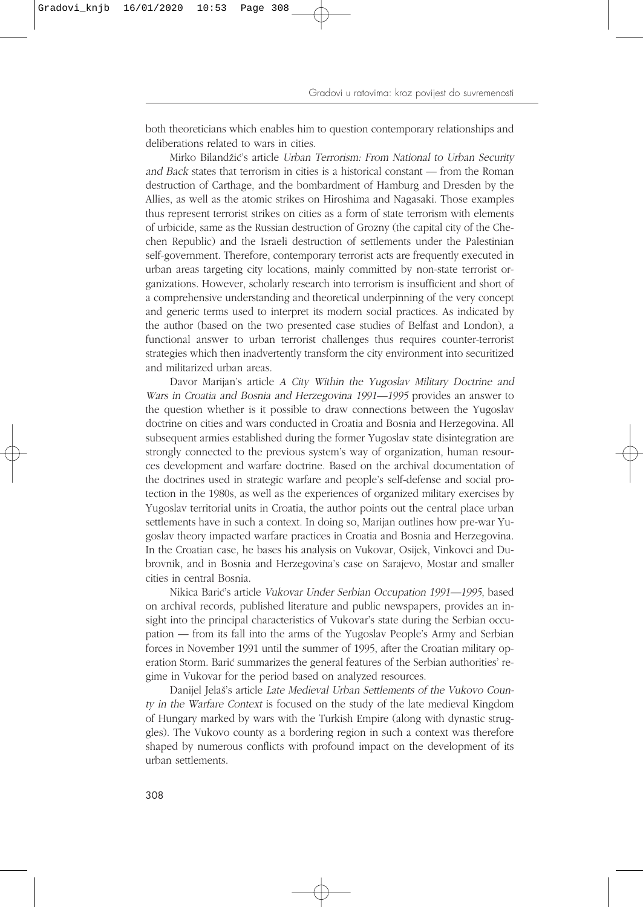both theoreticians which enables him to question contemporary relationships and deliberations related to wars in cities.

Mirko Bilandžić's article *Urban Terrorism: From National to Urban Security and Back* states that terrorism in cities is a historical constant — from the Roman destruction of Carthage, and the bombardment of Hamburg and Dresden by the Allies, as well as the atomic strikes on Hiroshima and Nagasaki. Those examples thus represent terrorist strikes on cities as a form of state terrorism with elements of urbicide, same as the Russian destruction of Grozny (the capital city of the Chechen Republic) and the Israeli destruction of settlements under the Palestinian self-government. Therefore, contemporary terrorist acts are frequently executed in urban areas targeting city locations, mainly committed by non-state terrorist organizations. However, scholarly research into terrorism is insufficient and short of a comprehensive understanding and theoretical underpinning of the very concept and generic terms used to interpret its modern social practices. As indicated by the author (based on the two presented case studies of Belfast and London), a functional answer to urban terrorist challenges thus requires counter-terrorist strategies which then inadvertently transform the city environment into securitized and militarized urban areas.

Davor Marijan's article *A City Within the Yugoslav Military Doctrine and Wars in Croatia and Bosnia and Herzegovina 1991—1995* provides an answer to the question whether is it possible to draw connections between the Yugoslav doctrine on cities and wars conducted in Croatia and Bosnia and Herzegovina. All subsequent armies established during the former Yugoslav state disintegration are strongly connected to the previous system's way of organization, human resources development and warfare doctrine. Based on the archival documentation of the doctrines used in strategic warfare and people's self-defense and social protection in the 1980s, as well as the experiences of organized military exercises by Yugoslav territorial units in Croatia, the author points out the central place urban settlements have in such a context. In doing so, Marijan outlines how pre-war Yugoslav theory impacted warfare practices in Croatia and Bosnia and Herzegovina. In the Croatian case, he bases his analysis on Vukovar, Osijek, Vinkovci and Dubrovnik, and in Bosnia and Herzegovina's case on Sarajevo, Mostar and smaller cities in central Bosnia.

Nikica Barić's article *Vukovar Under Serbian Occupation 1991—1995*, based on archival records, published literature and public newspapers, provides an insight into the principal characteristics of Vukovar's state during the Serbian occupation — from its fall into the arms of the Yugoslav People's Army and Serbian forces in November 1991 until the summer of 1995, after the Croatian military operation Storm. Barić summarizes the general features of the Serbian authorities' regime in Vukovar for the period based on analyzed resources.

Danijel Jelaš's article *Late Medieval Urban Settlements of the Vukovo County in the Warfare Context* is focused on the study of the late medieval Kingdom of Hungary marked by wars with the Turkish Empire (along with dynastic struggles). The Vukovo county as a bordering region in such a context was therefore shaped by numerous conflicts with profound impact on the development of its urban settlements.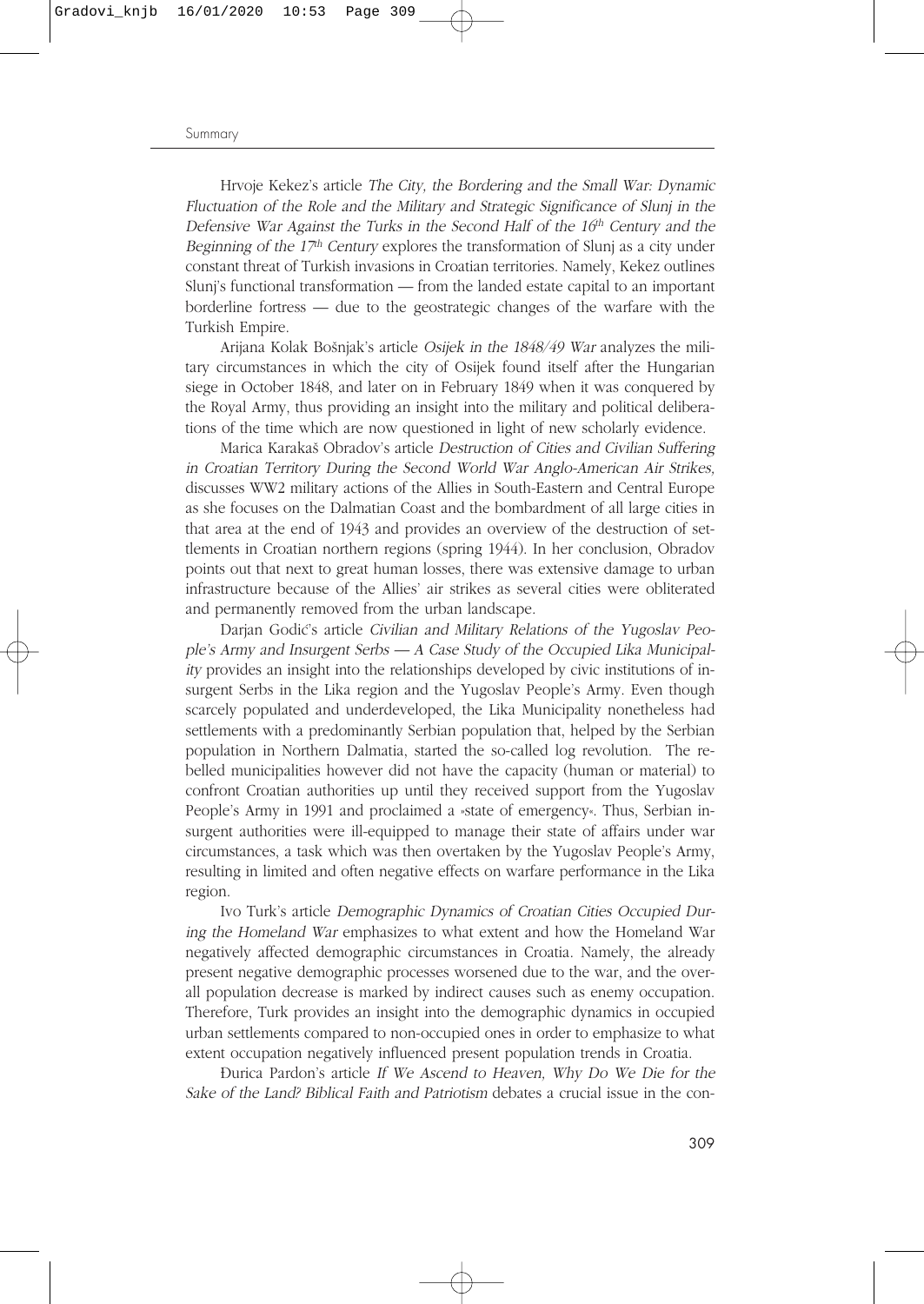Hrvoje Kekez's article *The City, the Bordering and the Small War: Dynamic Fluctuation of the Role and the Military and Strategic Significance of Slunj in the Defensive War Against the Turks in the Second Half of the 16th Century and the Beginning of the 17th Century* explores the transformation of Slunj as a city under constant threat of Turkish invasions in Croatian territories. Namely, Kekez outlines Slunj's functional transformation — from the landed estate capital to an important borderline fortress — due to the geostrategic changes of the warfare with the Turkish Empire.

Arijana Kolak Bošnjak's article *Osijek in the 1848/49 War* analyzes the military circumstances in which the city of Osijek found itself after the Hungarian siege in October 1848, and later on in February 1849 when it was conquered by the Royal Army, thus providing an insight into the military and political deliberations of the time which are now questioned in light of new scholarly evidence.

Marica Karakaš Obradov's article *Destruction of Cities and Civilian Suffering in Croatian Territory During the Second World War Anglo-American Air Strikes,* discusses WW2 military actions of the Allies in South-Eastern and Central Europe as she focuses on the Dalmatian Coast and the bombardment of all large cities in that area at the end of 1943 and provides an overview of the destruction of settlements in Croatian northern regions (spring 1944). In her conclusion, Obradov points out that next to great human losses, there was extensive damage to urban infrastructure because of the Allies' air strikes as several cities were obliterated and permanently removed from the urban landscape.

Darjan Godić's article *Civilian and Military Relations of the Yugoslav People's Army and Insurgent Serbs — A Case Study of the Occupied Lika Municipality* provides an insight into the relationships developed by civic institutions of insurgent Serbs in the Lika region and the Yugoslav People's Army. Even though scarcely populated and underdeveloped, the Lika Municipality nonetheless had settlements with a predominantly Serbian population that, helped by the Serbian population in Northern Dalmatia, started the so-called log revolution. The rebelled municipalities however did not have the capacity (human or material) to confront Croatian authorities up until they received support from the Yugoslav People's Army in 1991 and proclaimed a »state of emergency«. Thus, Serbian insurgent authorities were ill-equipped to manage their state of affairs under war circumstances, a task which was then overtaken by the Yugoslav People's Army, resulting in limited and often negative effects on warfare performance in the Lika region.

Ivo Turk's article *Demographic Dynamics of Croatian Cities Occupied During the Homeland War* emphasizes to what extent and how the Homeland War negatively affected demographic circumstances in Croatia. Namely, the already present negative demographic processes worsened due to the war, and the overall population decrease is marked by indirect causes such as enemy occupation. Therefore, Turk provides an insight into the demographic dynamics in occupied urban settlements compared to non-occupied ones in order to emphasize to what extent occupation negatively influenced present population trends in Croatia.

Đurica Pardon's article *If We Ascend to Heaven, Why Do We Die for the Sake of the Land? Biblical Faith and Patriotism* debates a crucial issue in the con-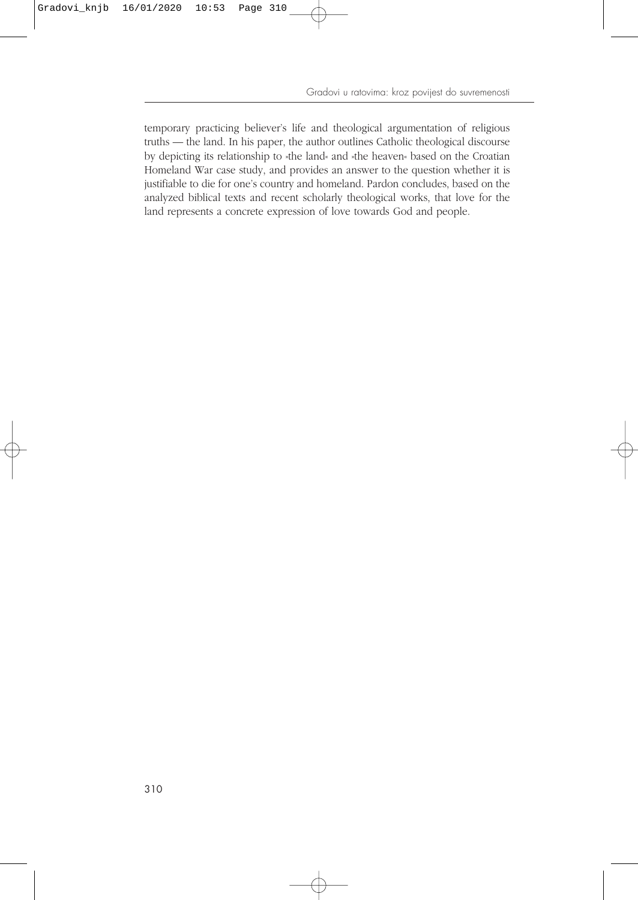temporary practicing believer's life and theological argumentation of religious truths — the land. In his paper, the author outlines Catholic theological discourse by depicting its relationship to »the land« and »the heaven« based on the Croatian Homeland War case study, and provides an answer to the question whether it is justifiable to die for one's country and homeland. Pardon concludes, based on the analyzed biblical texts and recent scholarly theological works, that love for the land represents a concrete expression of love towards God and people.